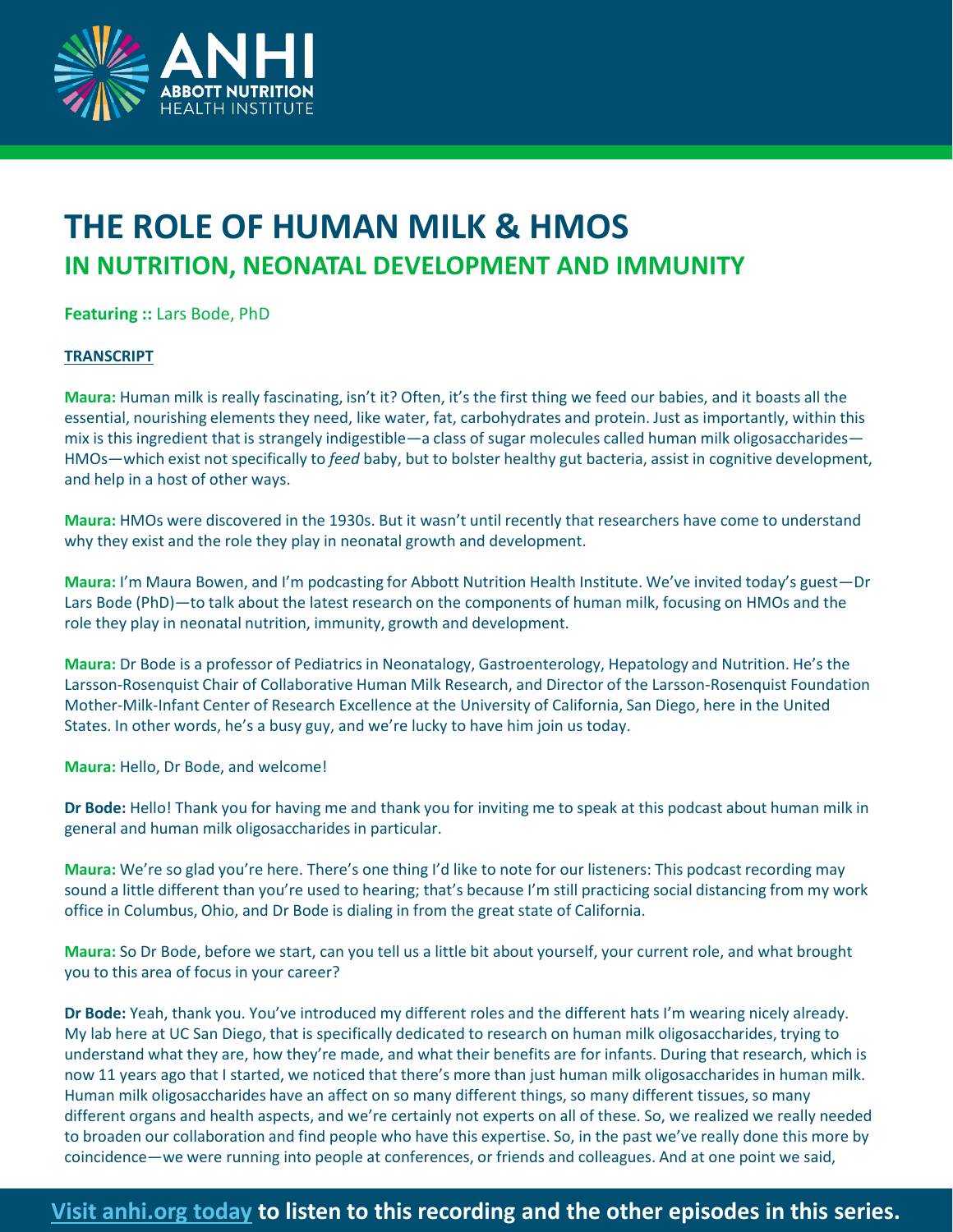# THE ROLE OF HUMAN MILK & HMOS

## IN NUTRITION, NEONATAL DEVELOPMENT AND IMMUNITY

**Featuring ::** Lars Bode, PhD

**TRANSCRIPT**

**Maura:** Human milk is really fascinating, isn't it? Often, it's the first thing we feed our babies, and it boasts all the essential, nourishing elements they need, like water, fat, carbohydrates and protein. Just as importantly, within this mix is this ingredient that is strangely indigestible—a class of sugar molecules called human milk oligosaccharides—HMOs—which exist not specifically to *feed* baby, but to bolster healthy gut bacteria, assist in cognitive development, and help in a host of other ways.

**Maura:** HMOs were discovered in the 1930s. But it wasn't until recently that researchers have come to understand why they exist and the role they play in neonatal growth and development.

**Maura:** I'm Maura Bowen, and I'm podcasting for Abbott Nutrition Health Institute. We've invited today's guest—Dr Lars Bode (PhD)—to talk about the latest research on the components of human milk, focusing on HMOs and the role they play in neonatal nutrition, immunity, growth and development.

**Maura:** Dr Bode is a professor of Pediatrics in Neonatalogy, Gastroenterology, Hepatology and Nutrition. He's the Larsson-Rosenquist Chair of Collaborative Human Milk Research, and Director of the Larsson-Rosenquist Foundation Mother-Milk-Infant Center of Research Excellence at the University of California, San Diego, here in the United States. In other words, he's a busy guy, and we're lucky to have him join us today.

**Maura:** Hello, Dr Bode, and welcome!

**Dr Bode:** Hello! Thank you for having me and thank you for inviting me to speak at this podcast about human milk in general and human milk oligosaccharides in particular.

**Maura:** We're so glad you're here. There's one thing I'd like to note for our listeners: This podcast recording may sound a little different than you're used to hearing; that's because I'm still practicing social distancing from my work office in Columbus, Ohio, and Dr Bode is dialing in from the great state of California.

**Maura:** So Dr Bode, before we start, can you tell us a little bit about yourself, your current role, and what brought you to this area of focus in your career?

**Dr Bode:** Yeah, thank you. You've introduced my different roles and the different hats I'm wearing nicely already. My lab here at UC San Diego, that is specifically dedicated to research on human milk oligosaccharides, trying to understand what they are, how they're made, and what their benefits are for infants. During that research, which is now 11 years ago that I started, we noticed that there's more than just human milk oligosaccharides in human milk. Human milk oligosaccharides have an affect on so many different things, so many different tissues, so many different organs and health aspects, and we're certainly not experts on all of these. So, we realized we really needed to broaden our collaboration and find people who have this expertise. So, in the past we've really done this more by coincidence—we were running into people at conferences, or friends and colleagues. And at one point we said,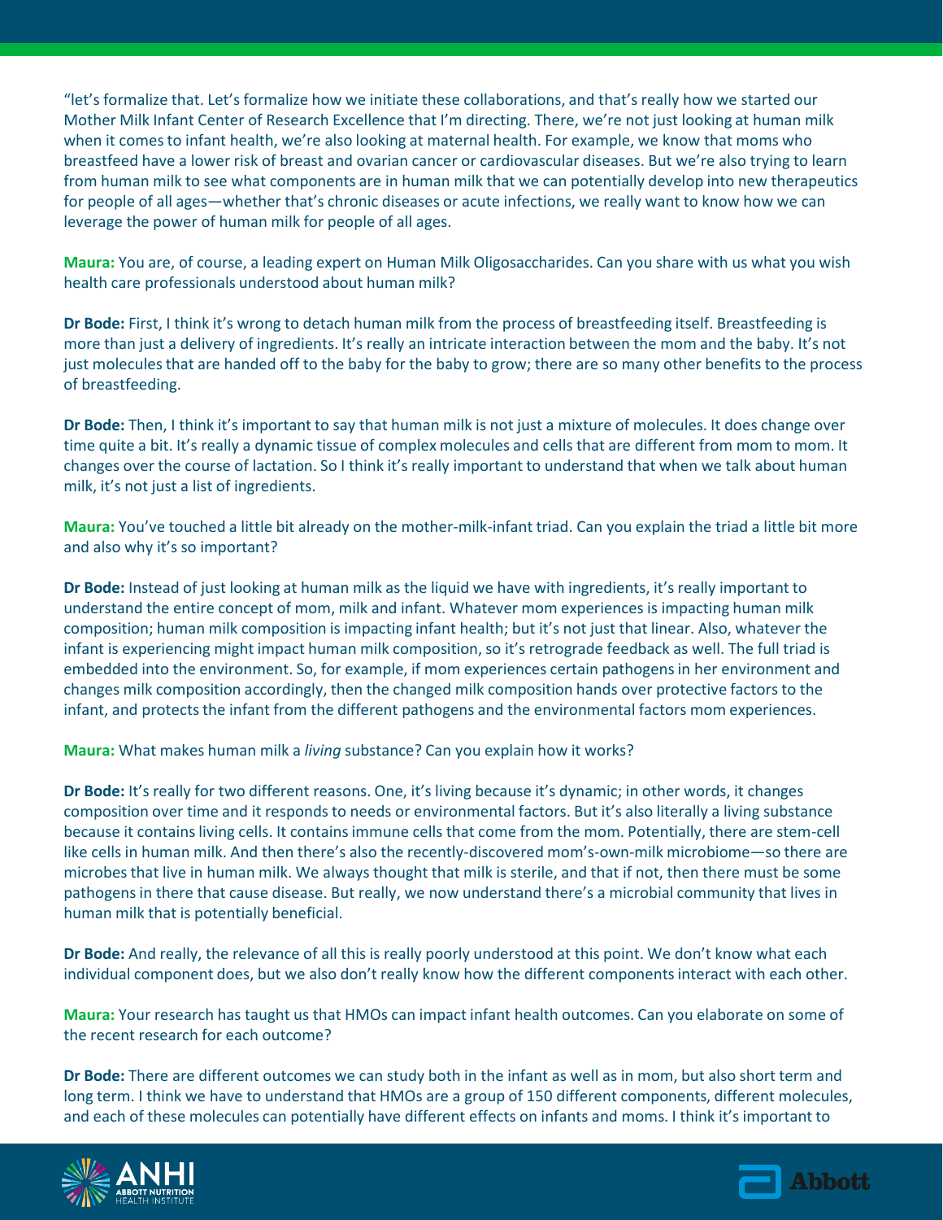"let's formalize that. Let's formalize how we initiate these collaborations, and that's really how we started our Mother Milk Infant Center of Research Excellence that I'm directing. There, we're not just looking at human milk when it comes to infant health, we're also looking at maternal health. For example, we know that moms who breastfeed have a lower risk of breast and ovarian cancer or cardiovascular diseases. But we're also trying to learn from human milk to see what components are in human milk that we can potentially develop into new therapeutics for people of all ages—whether that's chronic diseases or acute infections, we really want to know how we can leverage the power of human milk for people of all ages.

**Maura:** You are, of course, a leading expert on Human Milk Oligosaccharides. Can you share with us what you wish health care professionals understood about human milk?

**Dr Bode:** First, I think it's wrong to detach human milk from the process of breastfeeding itself. Breastfeeding is more than just a delivery of ingredients. It's really an intricate interaction between the mom and the baby. It's not just molecules that are handed off to the baby for the baby to grow; there are so many other benefits to the process of breastfeeding.

**Dr Bode:** Then, I think it's important to say that human milk is not just a mixture of molecules. It does change over time quite a bit. It's really a dynamic tissue of complex molecules and cells that are different from mom to mom. It changes over the course of lactation. So I think it's really important to understand that when we talk about human milk, it's not just a list of ingredients.

**Maura:** You've touched a little bit already on the mother-milk-infant triad. Can you explain the triad a little bit more and also why it's so important?

**Dr Bode:** Instead of just looking at human milk as the liquid we have with ingredients, it's really important to understand the entire concept of mom, milk and infant. Whatever mom experiences is impacting human milk composition; human milk composition is impacting infant health; but it's not just that linear. Also, whatever the infant is experiencing might impact human milk composition, so it's retrograde feedback as well. The full triad is embedded into the environment. So, for example, if mom experiences certain pathogens in her environment and changes milk composition accordingly, then the changed milk composition hands over protective factors to the infant, and protects the infant from the different pathogens and the environmental factors mom experiences.

**Maura:** What makes human milk a *living* substance? Can you explain how it works?

**Dr Bode:** It's really for two different reasons. One, it's living because it's dynamic; in other words, it changes composition over time and it responds to needs or environmental factors. But it's also literally a living substance because it contains living cells. It contains immune cells that come from the mom. Potentially, there are stem-cell like cells in human milk. And then there's also the recently-discovered mom's-own-milk microbiome—so there are microbes that live in human milk. We always thought that milk is sterile, and that if not, then there must be some pathogens in there that cause disease. But really, we now understand there's a microbial community that lives in human milk that is potentially beneficial.

**Dr Bode:** And really, the relevance of all this is really poorly understood at this point. We don't know what each individual component does, but we also don't really know how the different components interact with each other.

**Maura:** Your research has taught us that HMOs can impact infant health outcomes. Can you elaborate on some of the recent research for each outcome?

**Dr Bode:** There are different outcomes we can study both in the infant as well as in mom, but also short term and long term. I think we have to understand that HMOs are a group of 150 different components, different molecules, and each of these molecules can potentially have different effects on infants and moms. I think it's important to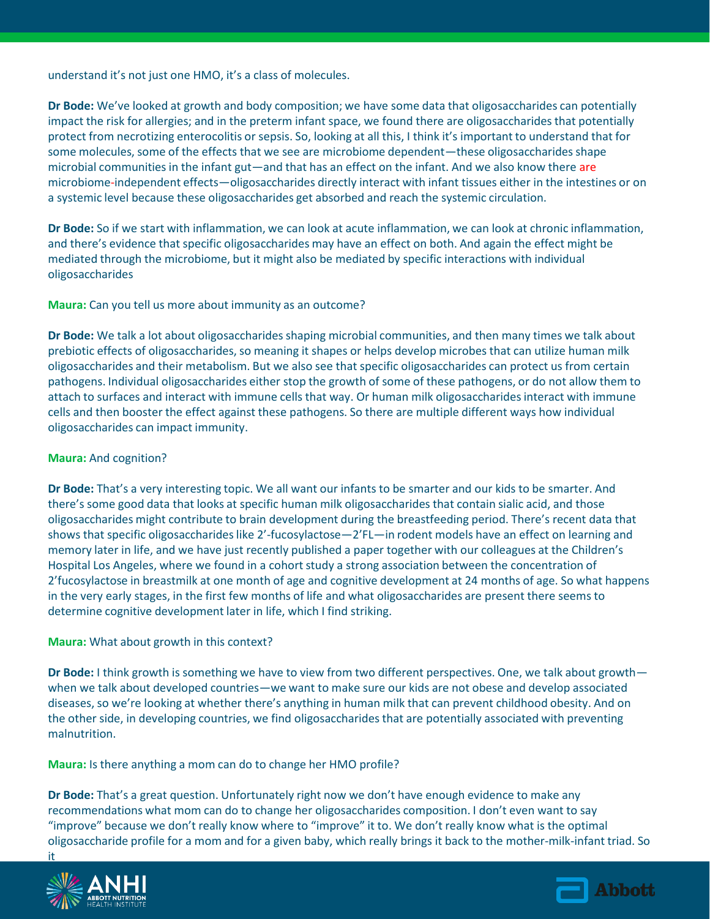understand it's not just one HMO, it's a class of molecules.

**Dr Bode:** We've looked at growth and body composition; we have some data that oligosaccharides can potentially impact the risk for allergies; and in the preterm infant space, we found there are oligosaccharides that potentially protect from necrotizing enterocolitis or sepsis. So, looking at all this, I think it's important to understand that for some molecules, some of the effects that we see are microbiome dependent—these oligosaccharides shape microbial communities in the infant gut—and that has an effect on the infant. And we also know there are microbiome-independent effects—oligosaccharides directly interact with infant tissues either in the intestines or on a systemic level because these oligosaccharides get absorbed and reach the systemic circulation.

**Dr Bode:** So if we start with inflammation, we can look at acute inflammation, we can look at chronic inflammation, and there's evidence that specific oligosaccharides may have an effect on both. And again the effect might be mediated through the microbiome, but it might also be mediated by specific interactions with individual oligosaccharides

**Maura:** Can you tell us more about immunity as an outcome?

**Dr Bode:** We talk a lot about oligosaccharides shaping microbial communities, and then many times we talk about prebiotic effects of oligosaccharides, so meaning it shapes or helps develop microbes that can utilize human milk oligosaccharides and their metabolism. But we also see that specific oligosaccharides can protect us from certain pathogens. Individual oligosaccharides either stop the growth of some of these pathogens, or do not allow them to attach to surfaces and interact with immune cells that way. Or human milk oligosaccharides interact with immune cells and then booster the effect against these pathogens. So there are multiple different ways how individual oligosaccharides can impact immunity.

**Maura:** And cognition?

**Dr Bode:** That's a very interesting topic. We all want our infants to be smarter and our kids to be smarter. And there's some good data that looks at specific human milk oligosaccharides that contain sialic acid, and those oligosaccharides might contribute to brain development during the breastfeeding period. There's recent data that shows that specific oligosaccharides like 2'-fucosylactose—2'FL—in rodent models have an effect on learning and memory later in life, and we have just recently published a paper together with our colleagues at the Children's Hospital Los Angeles, where we found in a cohort study a strong association between the concentration of 2'fucosylactose in breastmilk at one month of age and cognitive development at 24 months of age. So what happens in the very early stages, in the first few months of life and what oligosaccharides are present there seems to determine cognitive development later in life, which I find striking.

**Maura:** What about growth in this context?

**Dr Bode:** I think growth is something we have to view from two different perspectives. One, we talk about growth—when we talk about developed countries—we want to make sure our kids are not obese and develop associated diseases, so we're looking at whether there's anything in human milk that can prevent childhood obesity. And on the other side, in developing countries, we find oligosaccharides that are potentially associated with preventing malnutrition.

**Maura:** Is there anything a mom can do to change her HMO profile?

**Dr Bode:** That's a great question. Unfortunately right now we don't have enough evidence to make any recommendations what mom can do to change her oligosaccharides composition. I don't even want to say "improve" because we don't really know where to "improve" it to. We don't really know what is the optimal oligosaccharide profile for a mom and for a given baby, which really brings it back to the mother-milk-infant triad. So it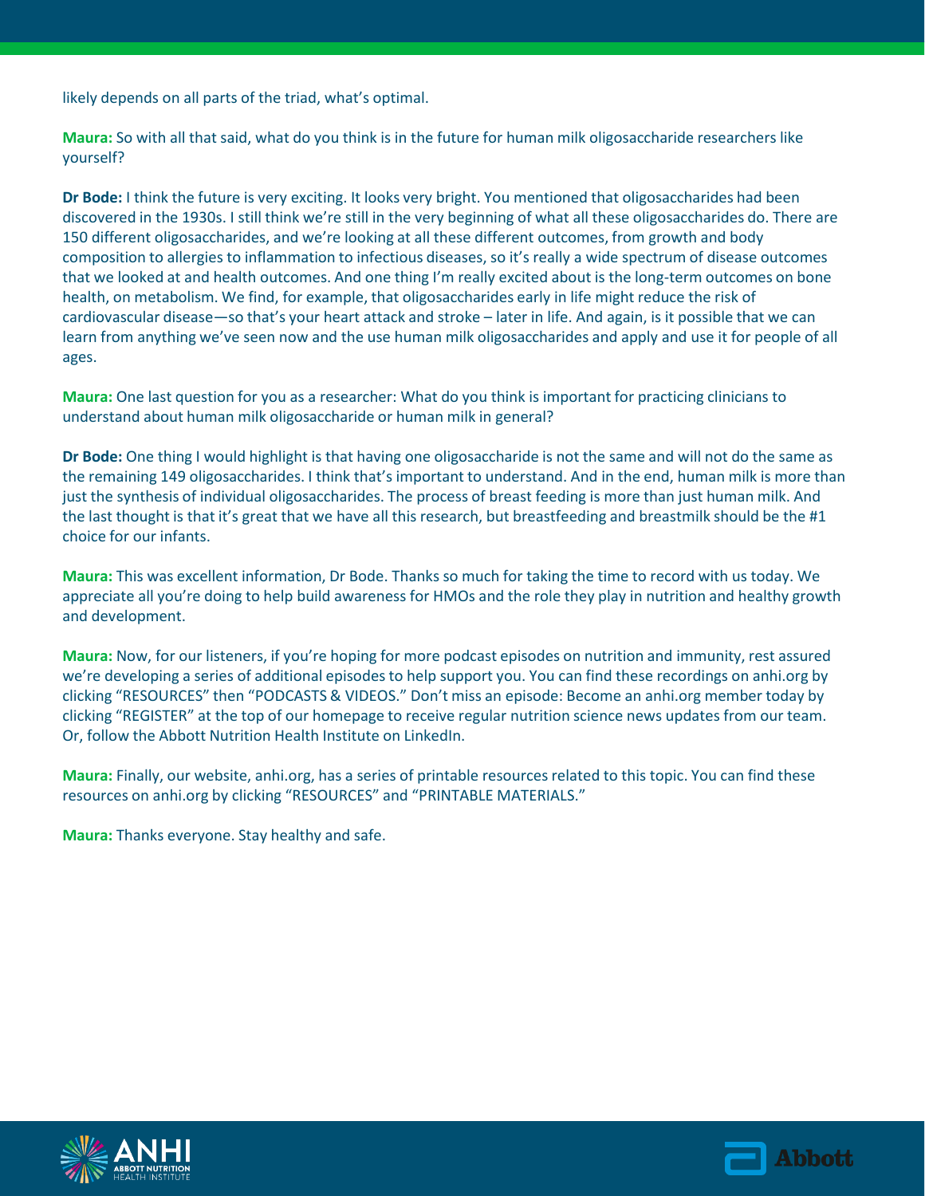likely depends on all parts of the triad, what's optimal.

**Maura:** So with all that said, what do you think is in the future for human milk oligosaccharide researchers like yourself?

**Dr Bode:** I think the future is very exciting. It looks very bright. You mentioned that oligosaccharides had been discovered in the 1930s. I still think we're still in the very beginning of what all these oligosaccharides do. There are 150 different oligosaccharides, and we're looking at all these different outcomes, from growth and body composition to allergies to inflammation to infectious diseases, so it's really a wide spectrum of disease outcomes that we looked at and health outcomes. And one thing I'm really excited about is the long-term outcomes on bone health, on metabolism. We find, for example, that oligosaccharides early in life might reduce the risk of cardiovascular disease—so that's your heart attack and stroke – later in life. And again, is it possible that we can learn from anything we've seen now and the use human milk oligosaccharides and apply and use it for people of all ages.

**Maura:** One last question for you as a researcher: What do you think is important for practicing clinicians to understand about human milk oligosaccharide or human milk in general?

**Dr Bode:** One thing I would highlight is that having one oligosaccharide is not the same and will not do the same as the remaining 149 oligosaccharides. I think that's important to understand. And in the end, human milk is more than just the synthesis of individual oligosaccharides. The process of breast feeding is more than just human milk. And the last thought is that it's great that we have all this research, but breastfeeding and breastmilk should be the #1 choice for our infants.

**Maura:** This was excellent information, Dr Bode. Thanks so much for taking the time to record with us today. We appreciate all you're doing to help build awareness for HMOs and the role they play in nutrition and healthy growth and development.

**Maura:** Now, for our listeners, if you're hoping for more podcast episodes on nutrition and immunity, rest assured we're developing a series of additional episodes to help support you. You can find these recordings on anhi.org by clicking "RESOURCES" then "PODCASTS & VIDEOS." Don't miss an episode: Become an anhi.org member today by clicking "REGISTER" at the top of our homepage to receive regular nutrition science news updates from our team. Or, follow the Abbott Nutrition Health Institute on LinkedIn.

**Maura:** Finally, our website, anhi.org, has a series of printable resources related to this topic. You can find these resources on anhi.org by clicking "RESOURCES" and "PRINTABLE MATERIALS."

**Maura:** Thanks everyone. Stay healthy and safe.